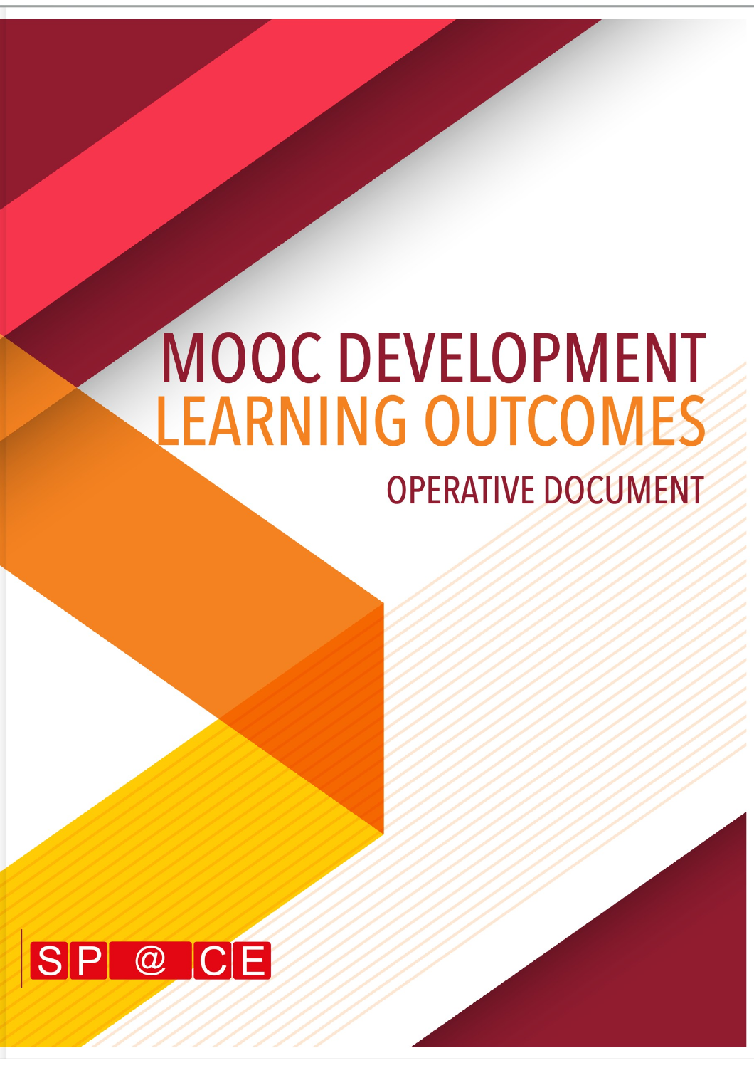# MOOC DEVELOPMENT
# LEARNING OUTCOMES

## OPERATIVE DOCUMENT

SP@CE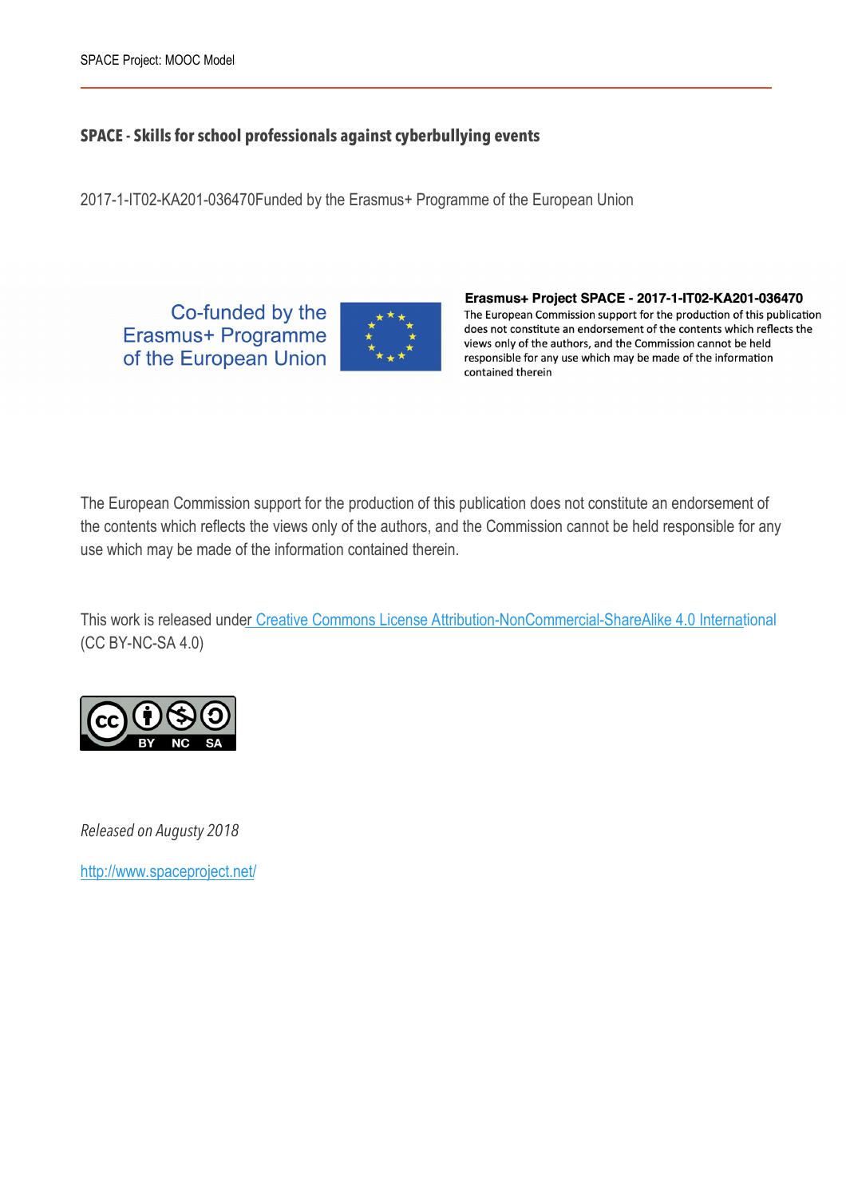**SPACE - Skills for school professionals against cyberbullying events**

2017-1-IT02-KA201-036470Funded by the Erasmus+ Programme of the European Union

Co-funded by the Erasmus+ Programme of the European Union

**Erasmus+ Project SPACE - 2017-1-IT02-KA201-036470**
The European Commission support for the production of this publication does not constitute an endorsement of the contents which reflects the views only of the authors, and the Commission cannot be held responsible for any use which may be made of the information contained therein

The European Commission support for the production of this publication does not constitute an endorsement of the contents which reflects the views only of the authors, and the Commission cannot be held responsible for any use which may be made of the information contained therein.

This work is released under [Creative Commons License Attribution-NonCommercial-ShareAlike 4.0 International](https://creativecommons.org/licenses/by-nc-sa/4.0/) (CC BY-NC-SA 4.0)

*Released on Augusty 2018*

[http://www.spaceproject.net/](http://www.spaceproject.net/)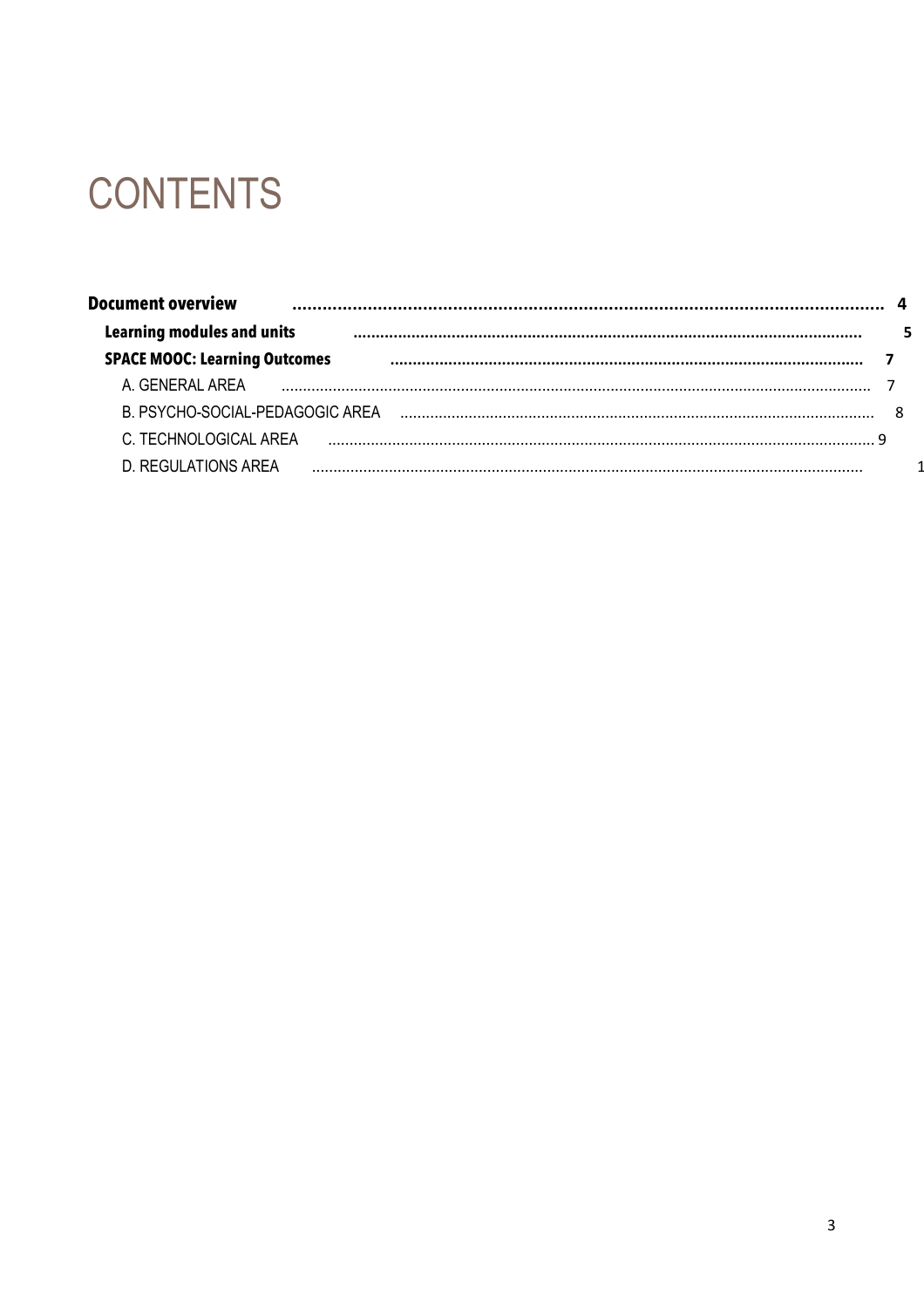# CONTENTS

**Document overview** ..................................................................................................................... **4**

- **Learning modules and units** ................................................................................................................. **5**
- **SPACE MOOC: Learning Outcomes** ......................................................................................................... **7**
    - A. GENERAL AREA ........................................................................................................................................ 7
    - B. PSYCHO-SOCIAL-PEDAGOGIC AREA ............................................................................................................. 8
    - C. TECHNOLOGICAL AREA ............................................................................................................................. 9
    - D. REGULATIONS AREA ................................................................................................................................ 1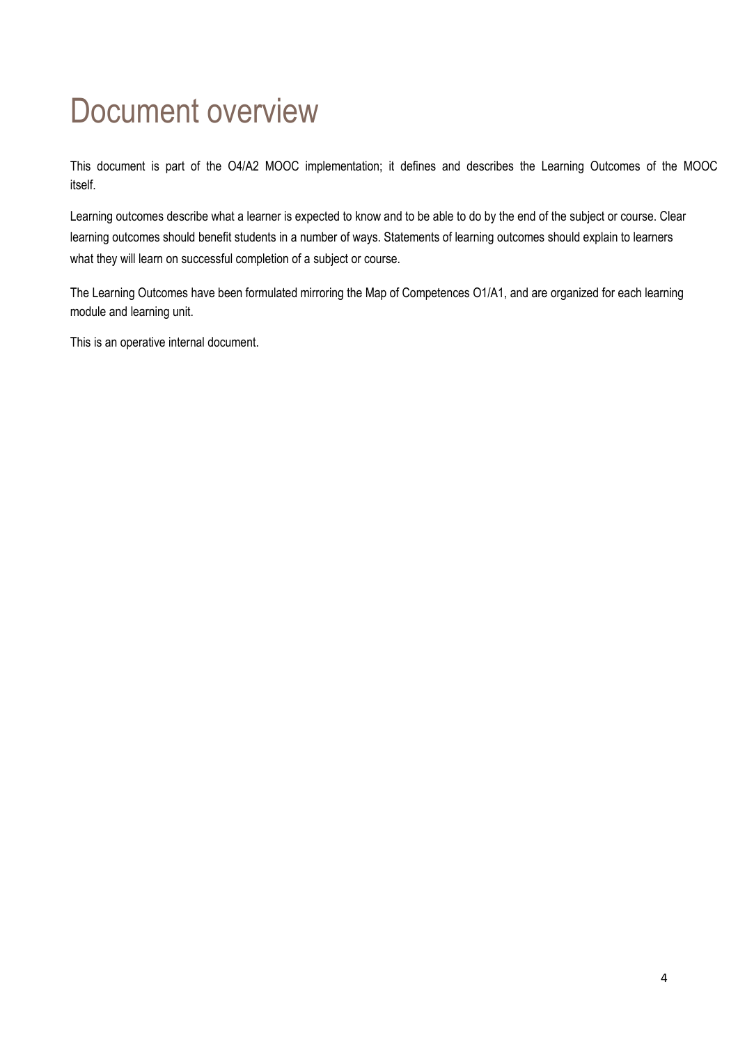# Document overview

This document is part of the O4/A2 MOOC implementation; it defines and describes the Learning Outcomes of the MOOC itself.

Learning outcomes describe what a learner is expected to know and to be able to do by the end of the subject or course. Clear learning outcomes should benefit students in a number of ways. Statements of learning outcomes should explain to learners what they will learn on successful completion of a subject or course.

The Learning Outcomes have been formulated mirroring the Map of Competences O1/A1, and are organized for each learning module and learning unit.

This is an operative internal document.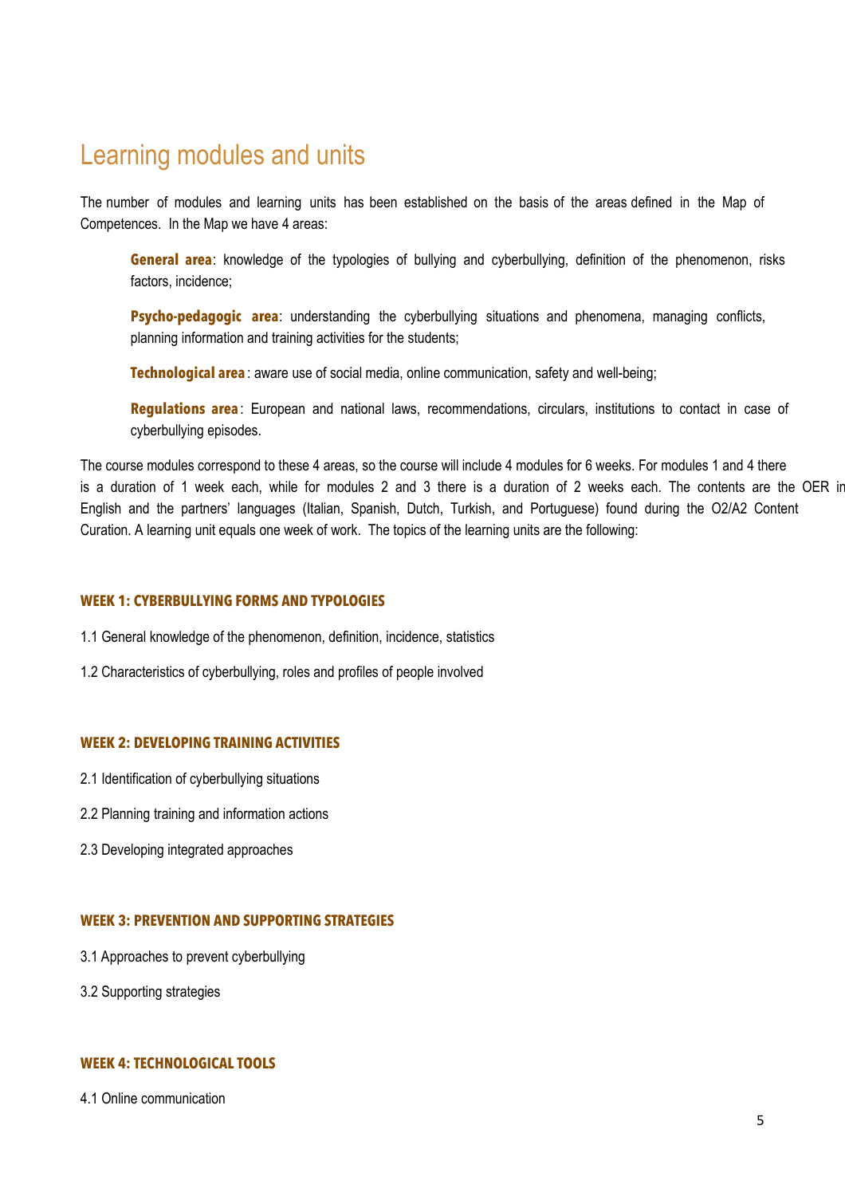# Learning modules and units

The number of modules and learning units has been established on the basis of the areas defined in the Map of Competences. In the Map we have 4 areas:

> **General area**: knowledge of the typologies of bullying and cyberbullying, definition of the phenomenon, risks factors, incidence;
>
> **Psycho-pedagogic area**: understanding the cyberbullying situations and phenomena, managing conflicts, planning information and training activities for the students;
>
> **Technological area**: aware use of social media, online communication, safety and well-being;
>
> **Regulations area**: European and national laws, recommendations, circulars, institutions to contact in case of cyberbullying episodes.

The course modules correspond to these 4 areas, so the course will include 4 modules for 6 weeks. For modules 1 and 4 there is a duration of 1 week each, while for modules 2 and 3 there is a duration of 2 weeks each. The contents are the OER in English and the partners' languages (Italian, Spanish, Dutch, Turkish, and Portuguese) found during the O2/A2 Content Curation. A learning unit equals one week of work. The topics of the learning units are the following:

#### WEEK 1: CYBERBULLYING FORMS AND TYPOLOGIES

1.1 General knowledge of the phenomenon, definition, incidence, statistics

1.2 Characteristics of cyberbullying, roles and profiles of people involved

#### WEEK 2: DEVELOPING TRAINING ACTIVITIES

2.1 Identification of cyberbullying situations

2.2 Planning training and information actions

2.3 Developing integrated approaches

#### WEEK 3: PREVENTION AND SUPPORTING STRATEGIES

3.1 Approaches to prevent cyberbullying

3.2 Supporting strategies

#### WEEK 4: TECHNOLOGICAL TOOLS

4.1 Online communication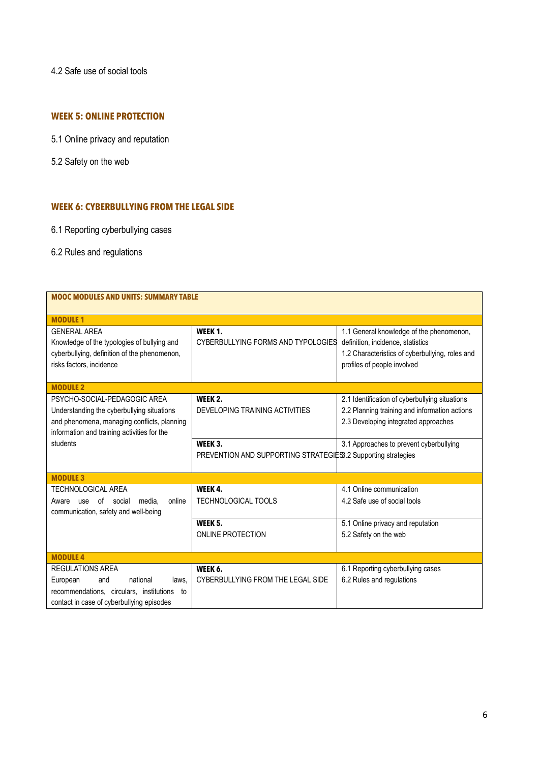4.2 Safe use of social tools

### WEEK 5: ONLINE PROTECTION

5.1 Online privacy and reputation

5.2 Safety on the web

### WEEK 6: CYBERBULLYING FROM THE LEGAL SIDE

6.1 Reporting cyberbullying cases

6.2 Rules and regulations

| **MOOC MODULES AND UNITS: SUMMARY TABLE** | | |
|---|---|---|
| **MODULE 1** | | |
| GENERAL AREA<br>Knowledge of the typologies of bullying and cyberbullying, definition of the phenomenon, risks factors, incidence | **WEEK 1.**<br>CYBERBULLYING FORMS AND TYPOLOGIES | 1.1 General knowledge of the phenomenon, definition, incidence, statistics<br>1.2 Characteristics of cyberbullying, roles and profiles of people involved |
| **MODULE 2** | | |
| PSYCHO-SOCIAL-PEDAGOGIC AREA<br>Understanding the cyberbullying situations and phenomena, managing conflicts, planning information and training activities for the students | **WEEK 2.**<br>DEVELOPING TRAINING ACTIVITIES | 2.1 Identification of cyberbullying situations<br>2.2 Planning training and information actions<br>2.3 Developing integrated approaches |
| | **WEEK 3.**<br>PREVENTION AND SUPPORTING STRATEGIES | 3.1 Approaches to prevent cyberbullying<br>3.2 Supporting strategies |
| **MODULE 3** | | |
| TECHNOLOGICAL AREA<br>Aware use of social media, online communication, safety and well-being | **WEEK 4.**<br>TECHNOLOGICAL TOOLS | 4.1 Online communication<br>4.2 Safe use of social tools |
| | **WEEK 5.**<br>ONLINE PROTECTION | 5.1 Online privacy and reputation<br>5.2 Safety on the web |
| **MODULE 4** | | |
| REGULATIONS AREA<br>European and national laws, recommendations, circulars, institutions to contact in case of cyberbullying episodes | **WEEK 6.**<br>CYBERBULLYING FROM THE LEGAL SIDE | 6.1 Reporting cyberbullying cases<br>6.2 Rules and regulations |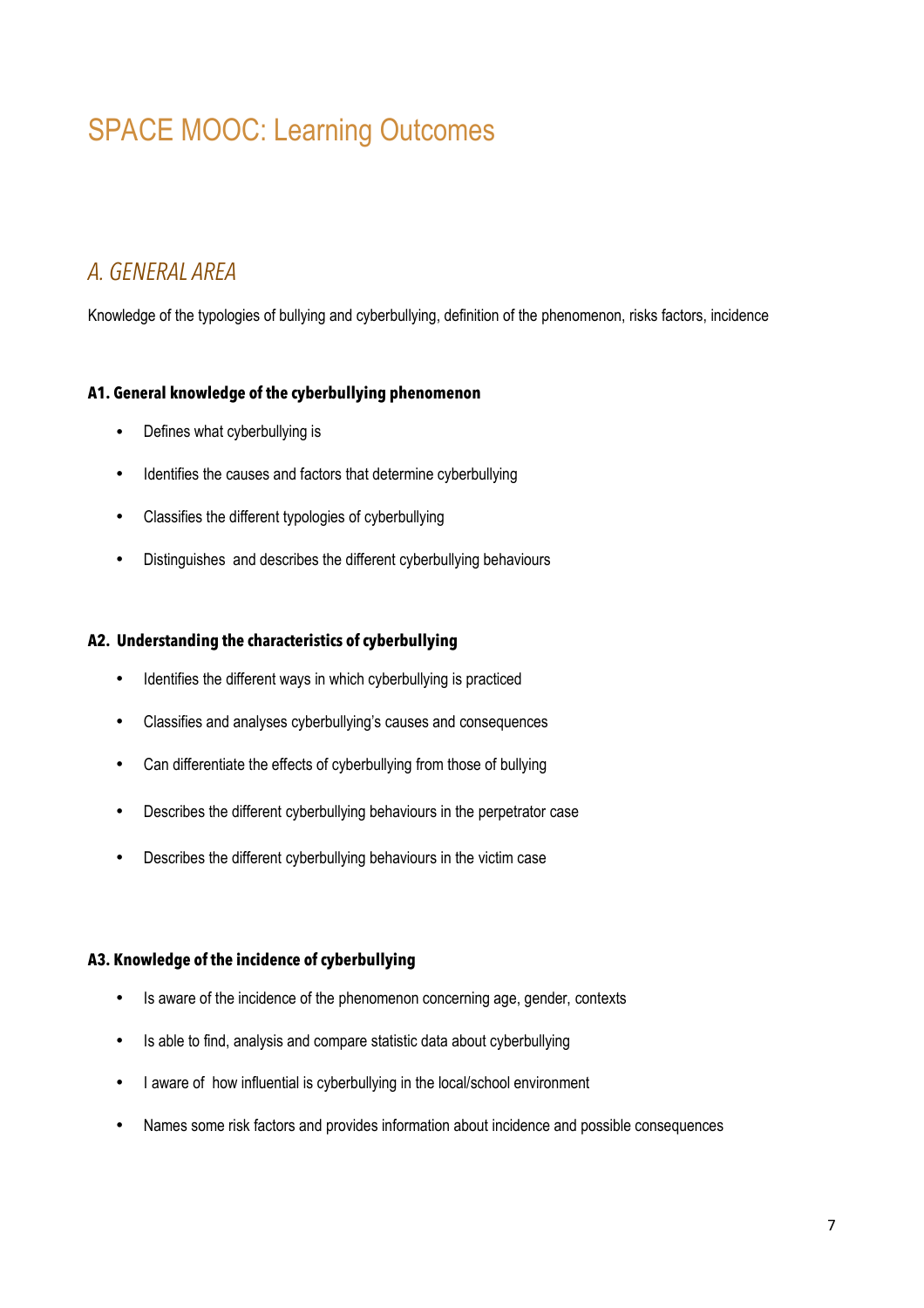# SPACE MOOC: Learning Outcomes

## *A. GENERAL AREA*

Knowledge of the typologies of bullying and cyberbullying, definition of the phenomenon, risks factors, incidence

### A1. General knowledge of the cyberbullying phenomenon

- Defines what cyberbullying is
- Identifies the causes and factors that determine cyberbullying
- Classifies the different typologies of cyberbullying
- Distinguishes  and describes the different cyberbullying behaviours

### A2.  Understanding the characteristics of cyberbullying

- Identifies the different ways in which cyberbullying is practiced
- Classifies and analyses cyberbullying's causes and consequences
- Can differentiate the effects of cyberbullying from those of bullying
- Describes the different cyberbullying behaviours in the perpetrator case
- Describes the different cyberbullying behaviours in the victim case

### A3. Knowledge of the incidence of cyberbullying

- Is aware of the incidence of the phenomenon concerning age, gender, contexts
- Is able to find, analysis and compare statistic data about cyberbullying
- I aware of  how influential is cyberbullying in the local/school environment
- Names some risk factors and provides information about incidence and possible consequences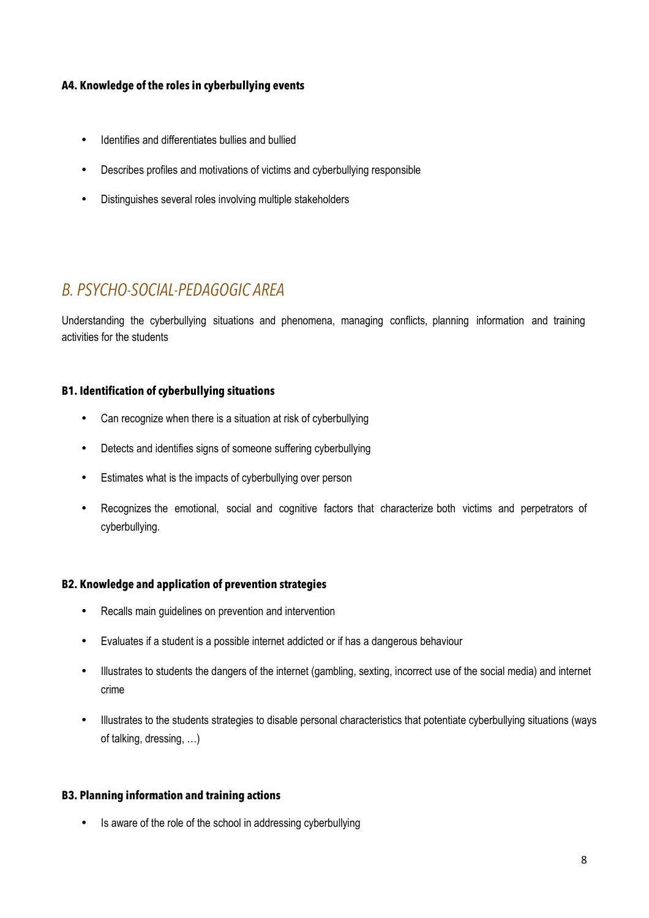#### A4. Knowledge of the roles in cyberbullying events

- Identifies and differentiates bullies and bullied
- Describes profiles and motivations of victims and cyberbullying responsible
- Distinguishes several roles involving multiple stakeholders

## *B. PSYCHO-SOCIAL-PEDAGOGIC AREA*

Understanding the cyberbullying situations and phenomena, managing conflicts, planning information and training activities for the students

#### B1. Identification of cyberbullying situations

- Can recognize when there is a situation at risk of cyberbullying
- Detects and identifies signs of someone suffering cyberbullying
- Estimates what is the impacts of cyberbullying over person
- Recognizes the emotional, social and cognitive factors that characterize both victims and perpetrators of cyberbullying.

#### B2. Knowledge and application of prevention strategies

- Recalls main guidelines on prevention and intervention
- Evaluates if a student is a possible internet addicted or if has a dangerous behaviour
- Illustrates to students the dangers of the internet (gambling, sexting, incorrect use of the social media) and internet crime
- Illustrates to the students strategies to disable personal characteristics that potentiate cyberbullying situations (ways of talking, dressing, …)

#### B3. Planning information and training actions

- Is aware of the role of the school in addressing cyberbullying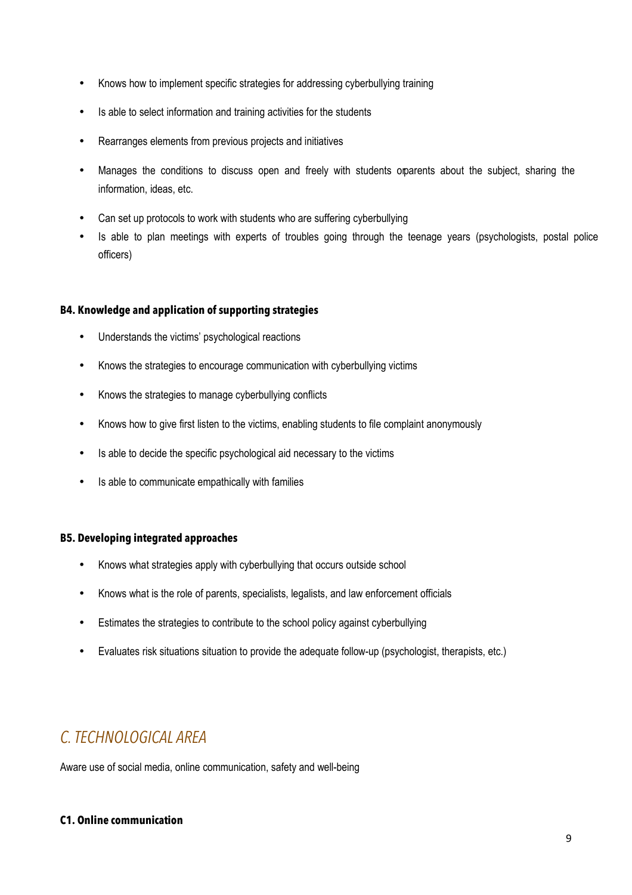- Knows how to implement specific strategies for addressing cyberbullying training
- Is able to select information and training activities for the students
- Rearranges elements from previous projects and initiatives
- Manages the conditions to discuss open and freely with students orparents about the subject, sharing the information, ideas, etc.
- Can set up protocols to work with students who are suffering cyberbullying
- Is able to plan meetings with experts of troubles going through the teenage years (psychologists, postal police officers)

**B4. Knowledge and application of supporting strategies**

- Understands the victims' psychological reactions
- Knows the strategies to encourage communication with cyberbullying victims
- Knows the strategies to manage cyberbullying conflicts
- Knows how to give first listen to the victims, enabling students to file complaint anonymously
- Is able to decide the specific psychological aid necessary to the victims
- Is able to communicate empathically with families

**B5. Developing integrated approaches**

- Knows what strategies apply with cyberbullying that occurs outside school
- Knows what is the role of parents, specialists, legalists, and law enforcement officials
- Estimates the strategies to contribute to the school policy against cyberbullying
- Evaluates risk situations situation to provide the adequate follow-up (psychologist, therapists, etc.)

## *C. TECHNOLOGICAL AREA*

Aware use of social media, online communication, safety and well-being

**C1. Online communication**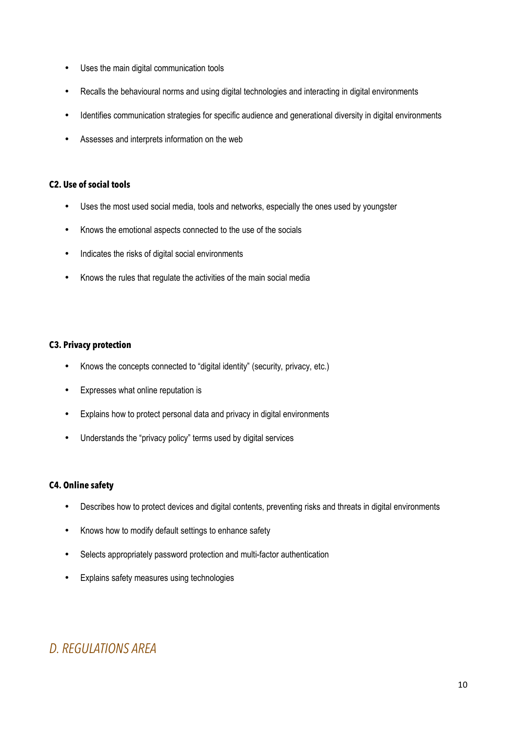- Uses the main digital communication tools
- Recalls the behavioural norms and using digital technologies and interacting in digital environments
- Identifies communication strategies for specific audience and generational diversity in digital environments
- Assesses and interprets information on the web

**C2. Use of social tools**

- Uses the most used social media, tools and networks, especially the ones used by youngster
- Knows the emotional aspects connected to the use of the socials
- Indicates the risks of digital social environments
- Knows the rules that regulate the activities of the main social media

**C3. Privacy protection**

- Knows the concepts connected to "digital identity" (security, privacy, etc.)
- Expresses what online reputation is
- Explains how to protect personal data and privacy in digital environments
- Understands the "privacy policy" terms used by digital services

**C4. Online safety**

- Describes how to protect devices and digital contents, preventing risks and threats in digital environments
- Knows how to modify default settings to enhance safety
- Selects appropriately password protection and multi-factor authentication
- Explains safety measures using technologies

## *D. REGULATIONS AREA*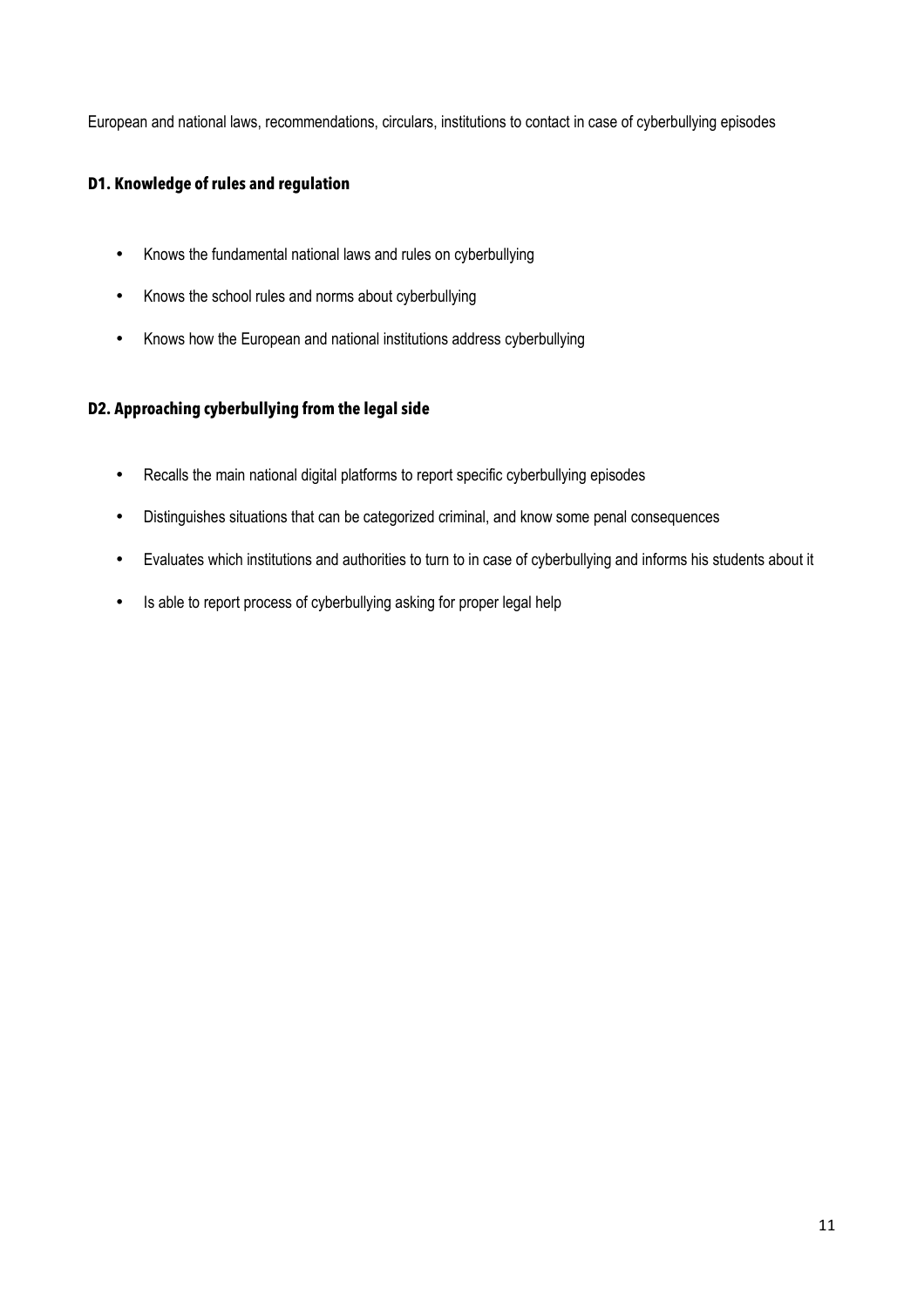European and national laws, recommendations, circulars, institutions to contact in case of cyberbullying episodes

### D1. Knowledge of rules and regulation

- Knows the fundamental national laws and rules on cyberbullying
- Knows the school rules and norms about cyberbullying
- Knows how the European and national institutions address cyberbullying

### D2. Approaching cyberbullying from the legal side

- Recalls the main national digital platforms to report specific cyberbullying episodes
- Distinguishes situations that can be categorized criminal, and know some penal consequences
- Evaluates which institutions and authorities to turn to in case of cyberbullying and informs his students about it
- Is able to report process of cyberbullying asking for proper legal help